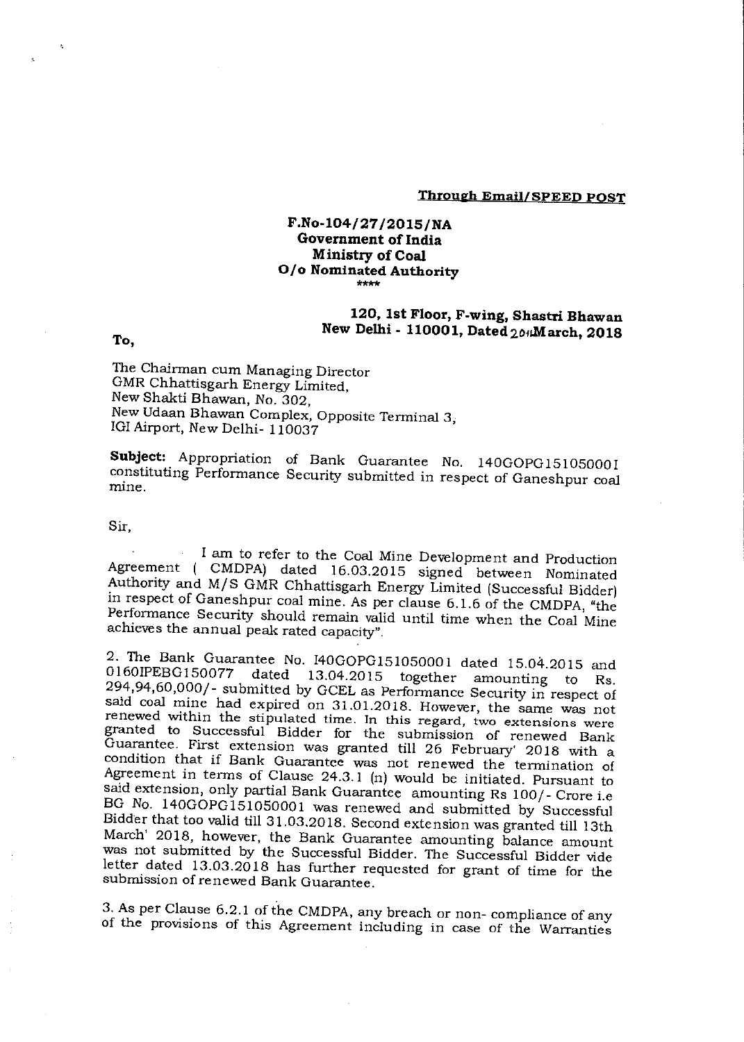**Through Email/SPEED POST**

**F.No-104/27/2015/NA**
**Government of India**
**Ministry of Coal**
**O/o Nominated Authority**
\*\*\*\*

**120, 1st Floor, F-wing, Shastri Bhawan**
**New Delhi - 110001, Dated 20th March, 2018**

**To,**

The Chairman cum Managing Director
GMR Chhattisgarh Energy Limited,
New Shakti Bhawan, No. 302,
New Udaan Bhawan Complex, Opposite Terminal 3,
IGI Airport, New Delhi- 110037

**Subject:** Appropriation of Bank Guarantee No. 140GOPG151050001 constituting Performance Security submitted in respect of Ganeshpur coal mine.

Sir,

I am to refer to the Coal Mine Development and Production Agreement ( CMDPA) dated 16.03.2015 signed between Nominated Authority and M/S GMR Chhattisgarh Energy Limited (Successful Bidder) in respect of Ganeshpur coal mine. As per clause 6.1.6 of the CMDPA, "the Performance Security should remain valid until time when the Coal Mine achieves the annual peak rated capacity".

2. The Bank Guarantee No. I40GOPG151050001 dated 15.04.2015 and 0160IPEBG150077 dated 13.04.2015 together amounting to Rs. 294,94,60,000/- submitted by GCEL as Performance Security in respect of said coal mine had expired on 31.01.2018. However, the same was not renewed within the stipulated time. In this regard, two extensions were granted to Successful Bidder for the submission of renewed Bank Guarantee. First extension was granted till 26 February' 2018 with a condition that if Bank Guarantee was not renewed the termination of Agreement in terms of Clause 24.3.1 (n) would be initiated. Pursuant to said extension, only partial Bank Guarantee amounting Rs 100/- Crore i.e BG No. 140GOPG151050001 was renewed and submitted by Successful Bidder that too valid till 31.03.2018. Second extension was granted till 13th March' 2018, however, the Bank Guarantee amounting balance amount was not submitted by the Successful Bidder. The Successful Bidder vide letter dated 13.03.2018 has further requested for grant of time for the submission of renewed Bank Guarantee.

3. As per Clause 6.2.1 of the CMDPA, any breach or non- compliance of any of the provisions of this Agreement including in case of the Warranties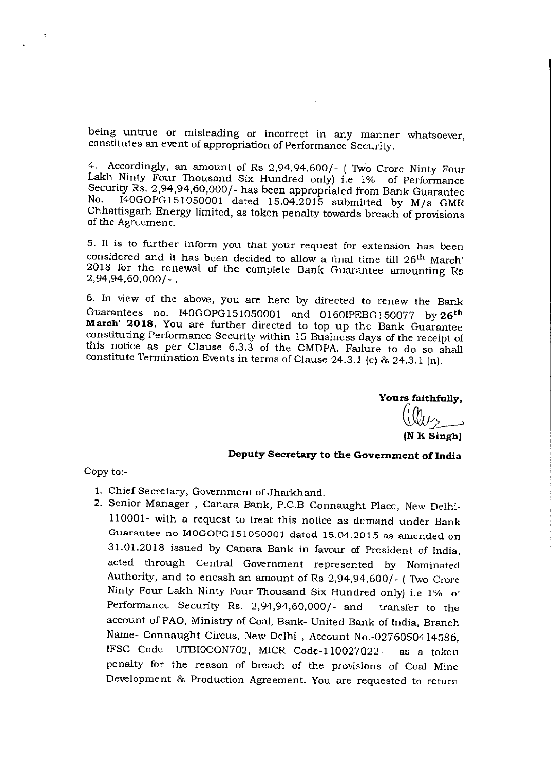being untrue or misleading or incorrect in any manner whatsoever, constitutes an event of appropriation of Performance Security.

4. Accordingly, an amount of Rs 2,94,94,600/- ( Two Crore Ninty Four Lakh Ninty Four Thousand Six Hundred only) i.e 1% of Performance Security Rs. 2,94,94,60,000/- has been appropriated from Bank Guarantee No. I40GOPG151050001 dated 15.04.2015 submitted by M/s GMR Chhattisgarh Energy limited, as token penalty towards breach of provisions of the Agreement.

5. It is to further inform you that your request for extension has been considered and it has been decided to allow a final time till 26th March' 2018 for the renewal of the complete Bank Guarantee amounting Rs 2,94,94,60,000/-.

6. In view of the above, you are here by directed to renew the Bank Guarantees no. I40GOPG151050001 and 0160IPEBG150077 by **26th March' 2018.** You are further directed to top up the Bank Guarantee constituting Performance Security within 15 Business days of the receipt of this notice as per Clause 6.3.3 of the CMDPA. Failure to do so shall constitute Termination Events in terms of Clause 24.3.1 (e) & 24.3.1 (n).

**Yours faithfully,**

**(N K Singh)**

**Deputy Secretary to the Government of India**

Copy to:-

1. Chief Secretary, Government of Jharkhand.
2. Senior Manager , Canara Bank, P.C.B Connaught Place, New Delhi-110001- with a request to treat this notice as demand under Bank Guarantee no I40GOPG151050001 dated 15.04.2015 as amended on 31.01.2018 issued by Canara Bank in favour of President of India, acted through Central Government represented by Nominated Authority, and to encash an amount of Rs 2,94,94,600/- ( Two Crore Ninty Four Lakh Ninty Four Thousand Six Hundred only) i.e 1% of Performance Security Rs. 2,94,94,60,000/- and transfer to the account of PAO, Ministry of Coal, Bank- United Bank of India, Branch Name- Connaught Circus, New Delhi , Account No.-0276050414586, IFSC Code- UTBIOCON702, MICR Code-110027022- as a token penalty for the reason of breach of the provisions of Coal Mine Development & Production Agreement. You are requested to return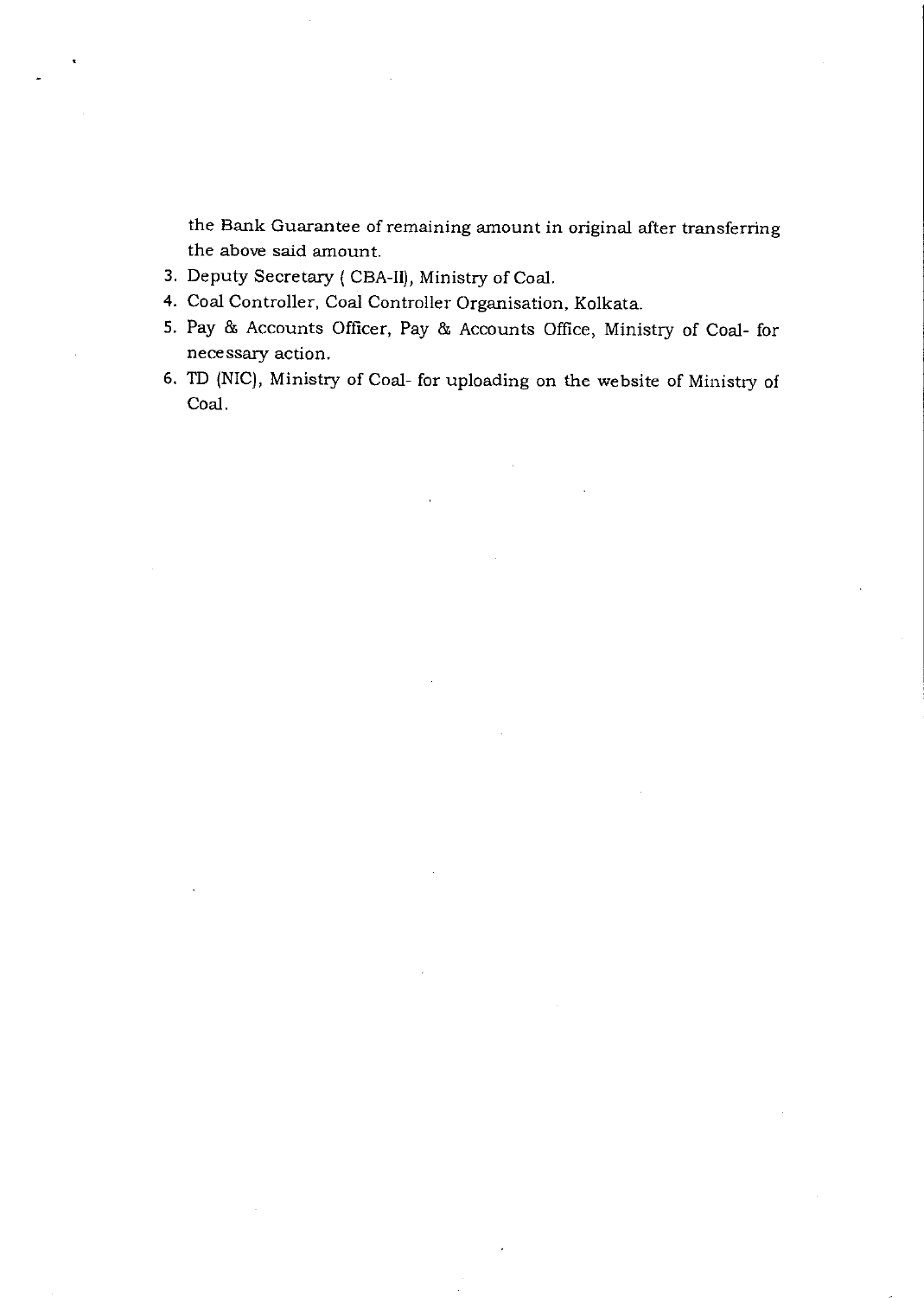the Bank Guarantee of remaining amount in original after transferring the above said amount.

3. Deputy Secretary ( CBA-II), Ministry of Coal.
4. Coal Controller, Coal Controller Organisation, Kolkata.
5. Pay & Accounts Officer, Pay & Accounts Office, Ministry of Coal- for necessary action.
6. TD (NIC), Ministry of Coal- for uploading on the website of Ministry of Coal.